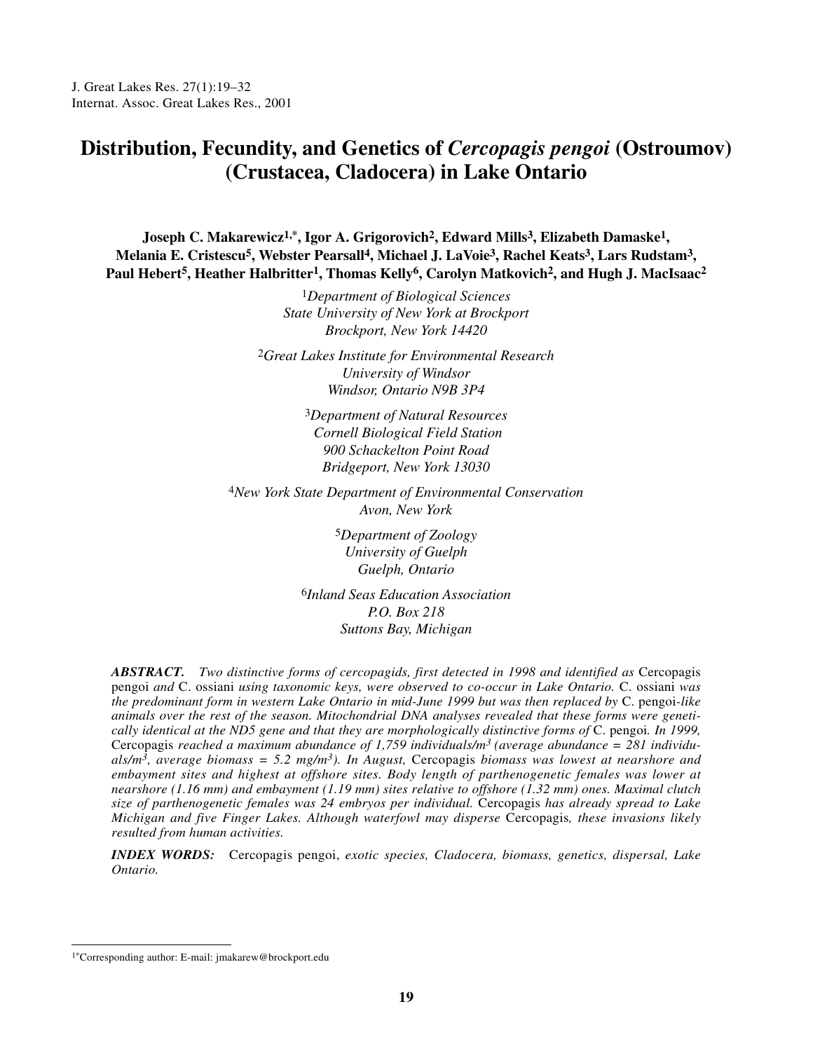# Distribution, Fecundity, and Genetics of *Cercopagis pengoi* (Ostroumov) (Crustacea, Cladocera) in Lake Ontario

**Joseph C. Makarewicz[1,*], Igor A. Grigorovich[2], Edward Mills[3], Elizabeth Damaske[1], Melania E. Cristescu[5], Webster Pearsall[4], Michael J. LaVoie[3], Rachel Keats[3], Lars Rudstam[3], Paul Hebert[5], Heather Halbritter[1], Thomas Kelly[6], Carolyn Matkovich[2], and Hugh J. MacIsaac[2]**

[1]*Department of Biological Sciences*
*State University of New York at Brockport*
*Brockport, New York 14420*

[2]*Great Lakes Institute for Environmental Research*
*University of Windsor*
*Windsor, Ontario N9B 3P4*

[3]*Department of Natural Resources*
*Cornell Biological Field Station*
*900 Schackelton Point Road*
*Bridgeport, New York 13030*

[4]*New York State Department of Environmental Conservation*
*Avon, New York*

[5]*Department of Zoology*
*University of Guelph*
*Guelph, Ontario*

[6]*Inland Seas Education Association*
*P.O. Box 218*
*Suttons Bay, Michigan*

***ABSTRACT.*** *Two distinctive forms of cercopagids, first detected in 1998 and identified as* Cercopagis pengoi *and* C. ossiani *using taxonomic keys, were observed to co-occur in Lake Ontario.* C. ossiani *was the predominant form in western Lake Ontario in mid-June 1999 but was then replaced by* C. pengoi*-like animals over the rest of the season. Mitochondrial DNA analyses revealed that these forms were genetically identical at the ND5 gene and that they are morphologically distinctive forms of* C. pengoi*. In 1999,* Cercopagis *reached a maximum abundance of 1,759 individuals/m$^3$ (average abundance = 281 individuals/m$^3$, average biomass = 5.2 mg/m$^3$). In August,* Cercopagis *biomass was lowest at nearshore and embayment sites and highest at offshore sites. Body length of parthenogenetic females was lower at nearshore (1.16 mm) and embayment (1.19 mm) sites relative to offshore (1.32 mm) ones. Maximal clutch size of parthenogenetic females was 24 embryos per individual.* Cercopagis *has already spread to Lake Michigan and five Finger Lakes. Although waterfowl may disperse* Cercopagis*, these invasions likely resulted from human activities.*

***INDEX WORDS:*** Cercopagis pengoi*, exotic species, Cladocera, biomass, genetics, dispersal, Lake Ontario.*

[1*]Corresponding author: E-mail: jmakarew@brockport.edu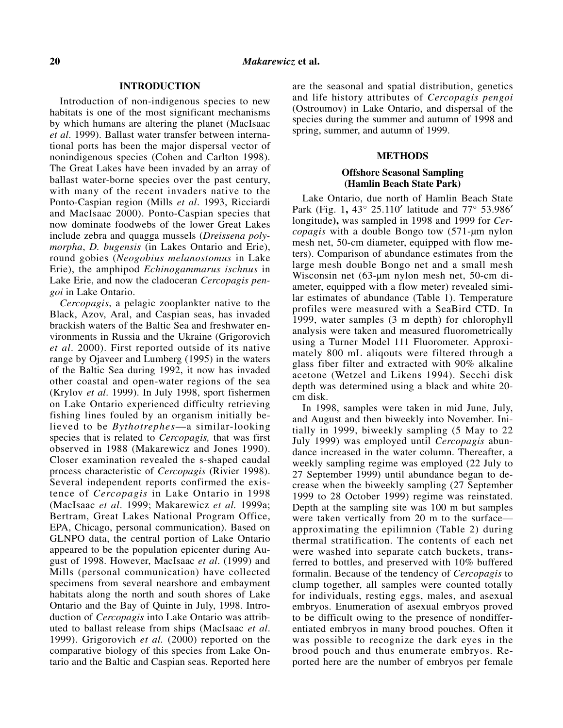## INTRODUCTION

Introduction of non-indigenous species to new habitats is one of the most significant mechanisms by which humans are altering the planet (MacIsaac *et al*. 1999). Ballast water transfer between international ports has been the major dispersal vector of nonindigenous species (Cohen and Carlton 1998). The Great Lakes have been invaded by an array of ballast water-borne species over the past century, with many of the recent invaders native to the Ponto-Caspian region (Mills *et al*. 1993, Ricciardi and MacIsaac 2000). Ponto-Caspian species that now dominate foodwebs of the lower Great Lakes include zebra and quagga mussels (*Dreissena polymorpha*, *D. bugensis* (in Lakes Ontario and Erie), round gobies (*Neogobius melanostomus* in Lake Erie), the amphipod *Echinogammarus ischnus* in Lake Erie, and now the cladoceran *Cercopagis pengoi* in Lake Ontario.

*Cercopagis*, a pelagic zooplankter native to the Black, Azov, Aral, and Caspian seas, has invaded brackish waters of the Baltic Sea and freshwater environments in Russia and the Ukraine (Grigorovich *et al*. 2000). First reported outside of its native range by Ojaveer and Lumberg (1995) in the waters of the Baltic Sea during 1992, it now has invaded other coastal and open-water regions of the sea (Krylov *et al*. 1999). In July 1998, sport fishermen on Lake Ontario experienced difficulty retrieving fishing lines fouled by an organism initially believed to be *Bythotrephes*—a similar-looking species that is related to *Cercopagis,* that was first observed in 1988 (Makarewicz and Jones 1990). Closer examination revealed the s-shaped caudal process characteristic of *Cercopagis* (Rivier 1998). Several independent reports confirmed the existence of *Cercopagis* in Lake Ontario in 1998 (MacIsaac *et al*. 1999; Makarewicz *et al.* 1999a; Bertram, Great Lakes National Program Office, EPA, Chicago, personal communication). Based on GLNPO data, the central portion of Lake Ontario appeared to be the population epicenter during August of 1998. However, MacIsaac *et al*. (1999) and Mills (personal communication) have collected specimens from several nearshore and embayment habitats along the north and south shores of Lake Ontario and the Bay of Quinte in July, 1998. Introduction of *Cercopagis* into Lake Ontario was attributed to ballast release from ships (MacIsaac *et al*. 1999). Grigorovich *et al.* (2000) reported on the comparative biology of this species from Lake Ontario and the Baltic and Caspian seas. Reported here are the seasonal and spatial distribution, genetics and life history attributes of *Cercopagis pengoi* (Ostroumov) in Lake Ontario, and dispersal of the species during the summer and autumn of 1998 and spring, summer, and autumn of 1999.

## METHODS

### Offshore Seasonal Sampling (Hamlin Beach State Park)

Lake Ontario, due north of Hamlin Beach State Park (Fig. 1**,** 43° 25.110′ latitude and 77° 53.986′ longitude)**,** was sampled in 1998 and 1999 for *Cercopagis* with a double Bongo tow (571-μm nylon mesh net, 50-cm diameter, equipped with flow meters). Comparison of abundance estimates from the large mesh double Bongo net and a small mesh Wisconsin net (63-μm nylon mesh net, 50-cm diameter, equipped with a flow meter) revealed similar estimates of abundance (Table 1). Temperature profiles were measured with a SeaBird CTD. In 1999, water samples (3 m depth) for chlorophyll analysis were taken and measured fluorometrically using a Turner Model 111 Fluorometer. Approximately 800 mL aliqouts were filtered through a glass fiber filter and extracted with 90% alkaline acetone (Wetzel and Likens 1994). Secchi disk depth was determined using a black and white 20-cm disk.

In 1998, samples were taken in mid June, July, and August and then biweekly into November. Initially in 1999, biweekly sampling (5 May to 22 July 1999) was employed until *Cercopagis* abundance increased in the water column. Thereafter, a weekly sampling regime was employed (22 July to 27 September 1999) until abundance began to decrease when the biweekly sampling (27 September 1999 to 28 October 1999) regime was reinstated. Depth at the sampling site was 100 m but samples were taken vertically from 20 m to the surface—approximating the epilimnion (Table 2) during thermal stratification. The contents of each net were washed into separate catch buckets, transferred to bottles, and preserved with 10% buffered formalin. Because of the tendency of *Cercopagis* to clump together, all samples were counted totally for individuals, resting eggs, males, and asexual embryos. Enumeration of asexual embryos proved to be difficult owing to the presence of nondifferentiated embryos in many brood pouches. Often it was possible to recognize the dark eyes in the brood pouch and thus enumerate embryos. Reported here are the number of embryos per female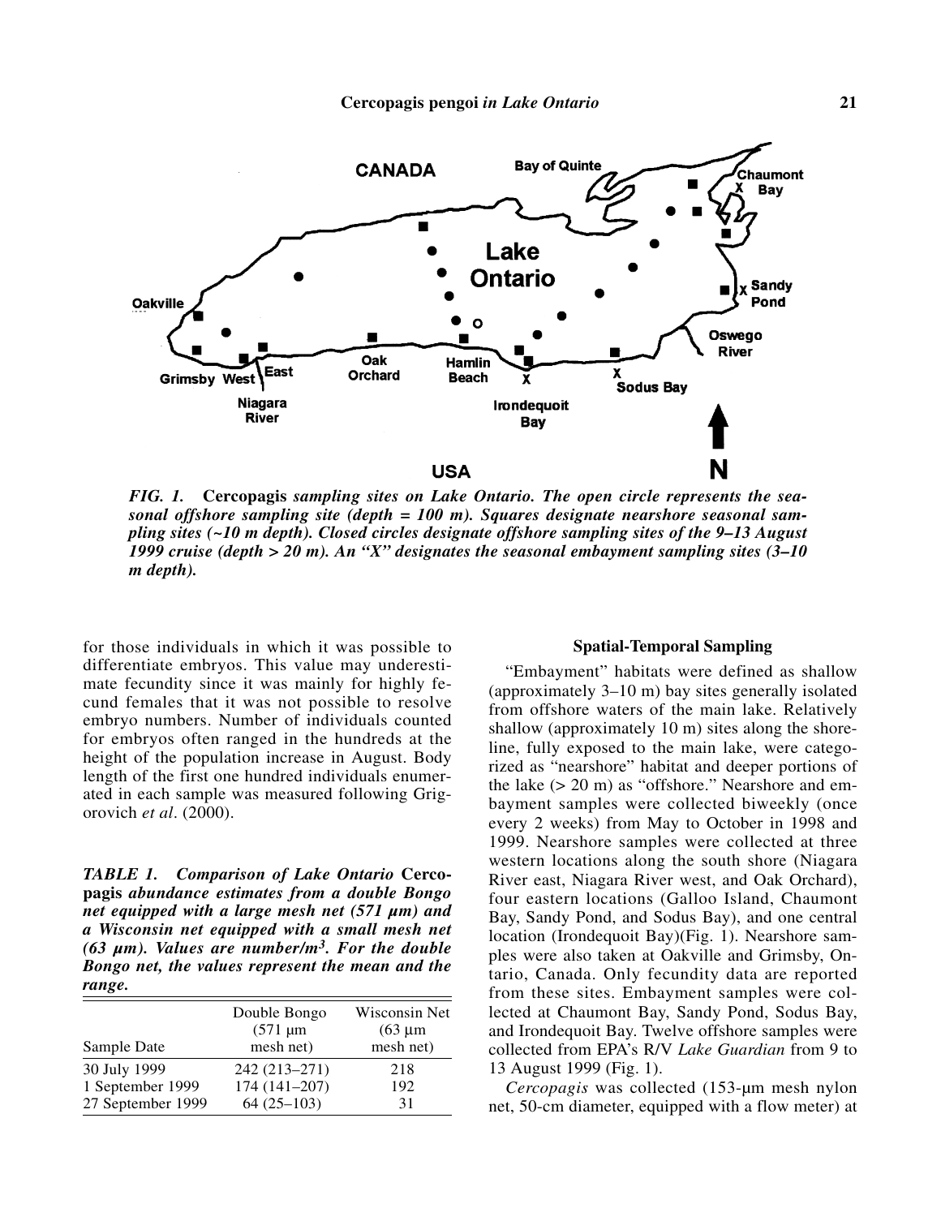*FIG. 1.* **Cercopagis** *sampling sites on Lake Ontario. The open circle represents the seasonal offshore sampling site (depth = 100 m). Squares designate nearshore seasonal sampling sites (~10 m depth). Closed circles designate offshore sampling sites of the 9–13 August 1999 cruise (depth > 20 m). An "X" designates the seasonal embayment sampling sites (3–10 m depth).*

for those individuals in which it was possible to differentiate embryos. This value may underestimate fecundity since it was mainly for highly fecund females that it was not possible to resolve embryo numbers. Number of individuals counted for embryos often ranged in the hundreds at the height of the population increase in August. Body length of the first one hundred individuals enumerated in each sample was measured following Grigorovich *et al*. (2000).

*TABLE 1. Comparison of Lake Ontario* **Cercopagis** *abundance estimates from a double Bongo net equipped with a large mesh net (571 µm) and a Wisconsin net equipped with a small mesh net (63 µm). Values are number/m³. For the double Bongo net, the values represent the mean and the range.*

| Sample Date | Double Bongo (571 µm mesh net) | Wisconsin Net (63 µm mesh net) |
|---|---|---|
| 30 July 1999 | 242 (213–271) | 218 |
| 1 September 1999 | 174 (141–207) | 192 |
| 27 September 1999 | 64 (25–103) | 31 |

### Spatial-Temporal Sampling

"Embayment" habitats were defined as shallow (approximately 3–10 m) bay sites generally isolated from offshore waters of the main lake. Relatively shallow (approximately 10 m) sites along the shoreline, fully exposed to the main lake, were categorized as "nearshore" habitat and deeper portions of the lake (> 20 m) as "offshore." Nearshore and embayment samples were collected biweekly (once every 2 weeks) from May to October in 1998 and 1999. Nearshore samples were collected at three western locations along the south shore (Niagara River east, Niagara River west, and Oak Orchard), four eastern locations (Galloo Island, Chaumont Bay, Sandy Pond, and Sodus Bay), and one central location (Irondequoit Bay)(Fig. 1). Nearshore samples were also taken at Oakville and Grimsby, Ontario, Canada. Only fecundity data are reported from these sites. Embayment samples were collected at Chaumont Bay, Sandy Pond, Sodus Bay, and Irondequoit Bay. Twelve offshore samples were collected from EPA's R/V *Lake Guardian* from 9 to 13 August 1999 (Fig. 1).

*Cercopagis* was collected (153-µm mesh nylon net, 50-cm diameter, equipped with a flow meter) at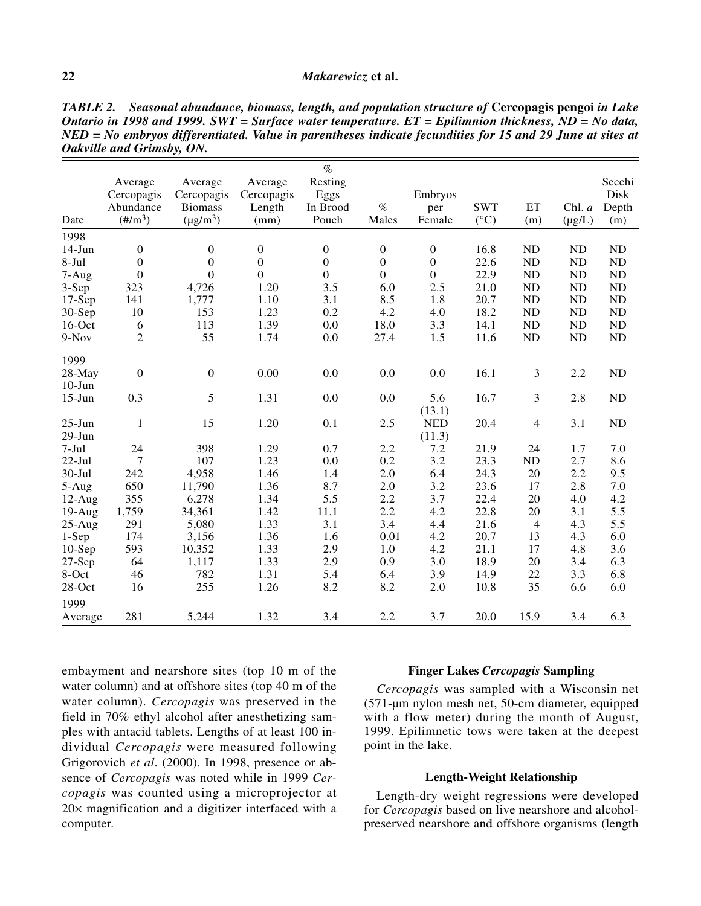***TABLE 2.** Seasonal abundance, biomass, length, and population structure of **Cercopagis pengoi** in Lake Ontario in 1998 and 1999. SWT = Surface water temperature. ET = Epilimnion thickness, ND = No data, NED = No embryos differentiated. Value in parentheses indicate fecundities for 15 and 29 June at sites at Oakville and Grimsby, ON.*

| Date | Average Cercopagis Abundance (#/m$^3$) | Average Cercopagis Biomass (μg/m$^3$) | Average Cercopagis Length (mm) | % Resting Eggs In Brood Pouch | % Males | Embryos per Female | SWT (°C) | ET (m) | Chl. *a* (μg/L) | Secchi Disk Depth (m) |
|---|---|---|---|---|---|---|---|---|---|---|
| 1998 | | | | | | | | | | |
| 14-Jun | 0 | 0 | 0 | 0 | 0 | 0 | 16.8 | ND | ND | ND |
| 8-Jul | 0 | 0 | 0 | 0 | 0 | 0 | 22.6 | ND | ND | ND |
| 7-Aug | 0 | 0 | 0 | 0 | 0 | 0 | 22.9 | ND | ND | ND |
| 3-Sep | 323 | 4,726 | 1.20 | 3.5 | 6.0 | 2.5 | 21.0 | ND | ND | ND |
| 17-Sep | 141 | 1,777 | 1.10 | 3.1 | 8.5 | 1.8 | 20.7 | ND | ND | ND |
| 30-Sep | 10 | 153 | 1.23 | 0.2 | 4.2 | 4.0 | 18.2 | ND | ND | ND |
| 16-Oct | 6 | 113 | 1.39 | 0.0 | 18.0 | 3.3 | 14.1 | ND | ND | ND |
| 9-Nov | 2 | 55 | 1.74 | 0.0 | 27.4 | 1.5 | 11.6 | ND | ND | ND |
| 1999 | | | | | | | | | | |
| 28-May | 0 | 0 | 0.00 | 0.0 | 0.0 | 0.0 | 16.1 | 3 | 2.2 | ND |
| 10-Jun | | | | | | | | | | |
| 15-Jun | 0.3 | 5 | 1.31 | 0.0 | 0.0 | 5.6 (13.1) | 16.7 | 3 | 2.8 | ND |
| 25-Jun | 1 | 15 | 1.20 | 0.1 | 2.5 | NED | 20.4 | 4 | 3.1 | ND |
| 29-Jun | | | | | | (11.3) | | | | |
| 7-Jul | 24 | 398 | 1.29 | 0.7 | 2.2 | 7.2 | 21.9 | 24 | 1.7 | 7.0 |
| 22-Jul | 7 | 107 | 1.23 | 0.0 | 0.2 | 3.2 | 23.3 | ND | 2.7 | 8.6 |
| 30-Jul | 242 | 4,958 | 1.46 | 1.4 | 2.0 | 6.4 | 24.3 | 20 | 2.2 | 9.5 |
| 5-Aug | 650 | 11,790 | 1.36 | 8.7 | 2.0 | 3.2 | 23.6 | 17 | 2.8 | 7.0 |
| 12-Aug | 355 | 6,278 | 1.34 | 5.5 | 2.2 | 3.7 | 22.4 | 20 | 4.0 | 4.2 |
| 19-Aug | 1,759 | 34,361 | 1.42 | 11.1 | 2.2 | 4.2 | 22.8 | 20 | 3.1 | 5.5 |
| 25-Aug | 291 | 5,080 | 1.33 | 3.1 | 3.4 | 4.4 | 21.6 | 4 | 4.3 | 5.5 |
| 1-Sep | 174 | 3,156 | 1.36 | 1.6 | 0.01 | 4.2 | 20.7 | 13 | 4.3 | 6.0 |
| 10-Sep | 593 | 10,352 | 1.33 | 2.9 | 1.0 | 4.2 | 21.1 | 17 | 4.8 | 3.6 |
| 27-Sep | 64 | 1,117 | 1.33 | 2.9 | 0.9 | 3.0 | 18.9 | 20 | 3.4 | 6.3 |
| 8-Oct | 46 | 782 | 1.31 | 5.4 | 6.4 | 3.9 | 14.9 | 22 | 3.3 | 6.8 |
| 28-Oct | 16 | 255 | 1.26 | 8.2 | 8.2 | 2.0 | 10.8 | 35 | 6.6 | 6.0 |
| 1999 Average | 281 | 5,244 | 1.32 | 3.4 | 2.2 | 3.7 | 20.0 | 15.9 | 3.4 | 6.3 |

embayment and nearshore sites (top 10 m of the water column) and at offshore sites (top 40 m of the water column). *Cercopagis* was preserved in the field in 70% ethyl alcohol after anesthetizing samples with antacid tablets. Lengths of at least 100 individual *Cercopagis* were measured following Grigorovich *et al*. (2000). In 1998, presence or absence of *Cercopagis* was noted while in 1999 *Cercopagis* was counted using a microprojector at 20× magnification and a digitizer interfaced with a computer.

### Finger Lakes *Cercopagis* Sampling

*Cercopagis* was sampled with a Wisconsin net (571-μm nylon mesh net, 50-cm diameter, equipped with a flow meter) during the month of August, 1999. Epilimnetic tows were taken at the deepest point in the lake.

### Length-Weight Relationship

Length-dry weight regressions were developed for *Cercopagis* based on live nearshore and alcohol-preserved nearshore and offshore organisms (length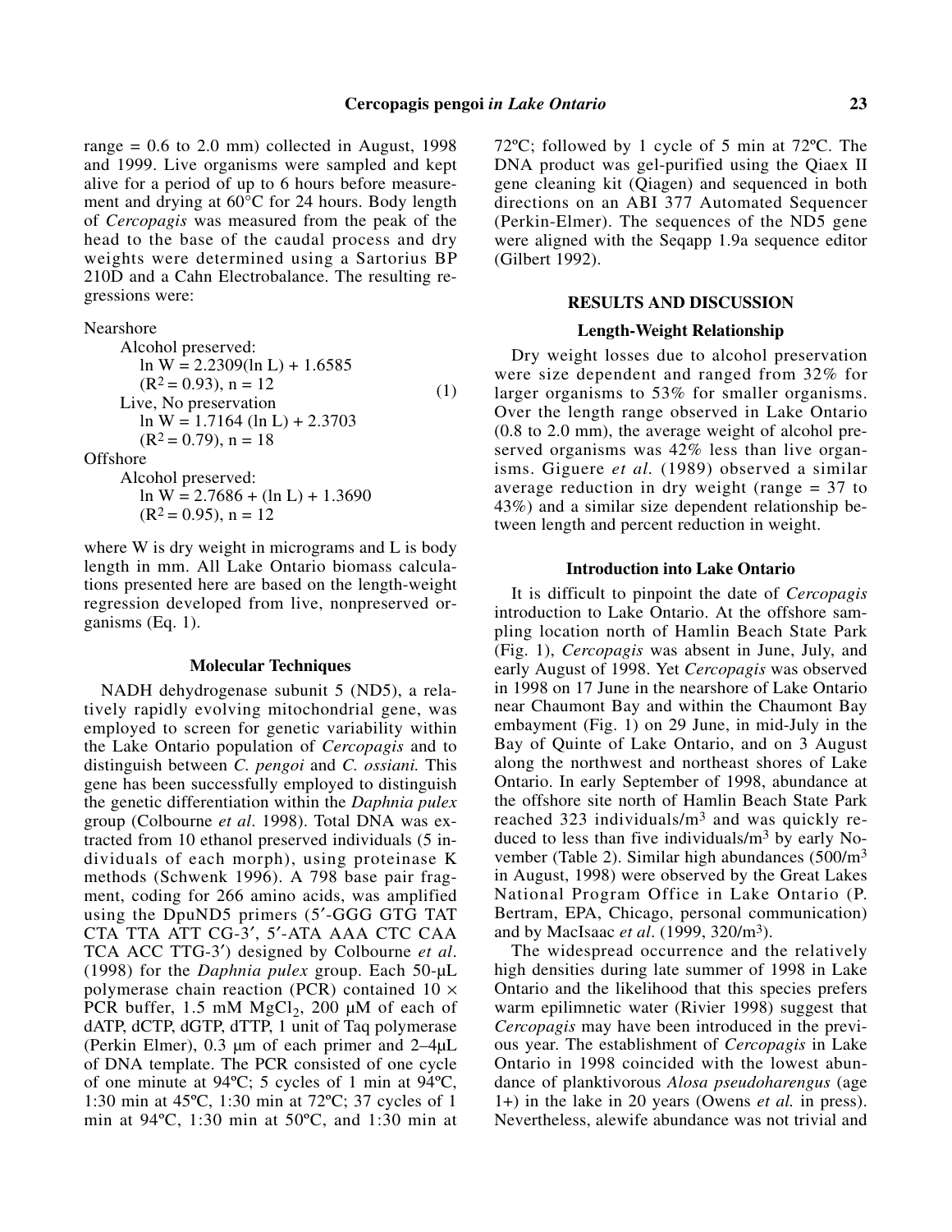range = 0.6 to 2.0 mm) collected in August, 1998 and 1999. Live organisms were sampled and kept alive for a period of up to 6 hours before measurement and drying at 60°C for 24 hours. Body length of *Cercopagis* was measured from the peak of the head to the base of the caudal process and dry weights were determined using a Sartorius BP 210D and a Cahn Electrobalance. The resulting regressions were:

Nearshore

Alcohol preserved:

$\ln W = 2.2309(\ln L) + 1.6585$

$(R^2 = 0.93)$, n = 12

Live, No preservation

$\ln W = 1.7164 (\ln L) + 2.3703$

$(R^2 = 0.79)$, n = 18 (1)

Offshore

Alcohol preserved:

$\ln W = 2.7686 + (\ln L) + 1.3690$

$(R^2 = 0.95)$, n = 12

where W is dry weight in micrograms and L is body length in mm. All Lake Ontario biomass calculations presented here are based on the length-weight regression developed from live, nonpreserved organisms (Eq. 1).

### Molecular Techniques

NADH dehydrogenase subunit 5 (ND5), a relatively rapidly evolving mitochondrial gene, was employed to screen for genetic variability within the Lake Ontario population of *Cercopagis* and to distinguish between *C. pengoi* and *C. ossiani.* This gene has been successfully employed to distinguish the genetic differentiation within the *Daphnia pulex* group (Colbourne *et al*. 1998). Total DNA was extracted from 10 ethanol preserved individuals (5 individuals of each morph), using proteinase K methods (Schwenk 1996). A 798 base pair fragment, coding for 266 amino acids, was amplified using the DpuND5 primers (5′-GGG GTG TAT CTA TTA ATT CG-3′, 5′-ATA AAA CTC CAA TCA ACC TTG-3′) designed by Colbourne *et al*. (1998) for the *Daphnia pulex* group. Each 50-µL polymerase chain reaction (PCR) contained 10 × PCR buffer, 1.5 mM $MgCl_2$, 200 µM of each of dATP, dCTP, dGTP, dTTP, 1 unit of Taq polymerase (Perkin Elmer), 0.3 µm of each primer and 2–4µL of DNA template. The PCR consisted of one cycle of one minute at 94ºC; 5 cycles of 1 min at 94ºC, 1:30 min at 45ºC, 1:30 min at 72ºC; 37 cycles of 1 min at 94ºC, 1:30 min at 50ºC, and 1:30 min at 72ºC; followed by 1 cycle of 5 min at 72ºC. The DNA product was gel-purified using the Qiaex II gene cleaning kit (Qiagen) and sequenced in both directions on an ABI 377 Automated Sequencer (Perkin-Elmer). The sequences of the ND5 gene were aligned with the Seqapp 1.9a sequence editor (Gilbert 1992).

## RESULTS AND DISCUSSION

### Length-Weight Relationship

Dry weight losses due to alcohol preservation were size dependent and ranged from 32% for larger organisms to 53% for smaller organisms. Over the length range observed in Lake Ontario (0.8 to 2.0 mm), the average weight of alcohol preserved organisms was 42% less than live organisms. Giguere *et al*. (1989) observed a similar average reduction in dry weight (range = 37 to 43%) and a similar size dependent relationship between length and percent reduction in weight.

### Introduction into Lake Ontario

It is difficult to pinpoint the date of *Cercopagis* introduction to Lake Ontario. At the offshore sampling location north of Hamlin Beach State Park (Fig. 1), *Cercopagis* was absent in June, July, and early August of 1998. Yet *Cercopagis* was observed in 1998 on 17 June in the nearshore of Lake Ontario near Chaumont Bay and within the Chaumont Bay embayment (Fig. 1) on 29 June, in mid-July in the Bay of Quinte of Lake Ontario, and on 3 August along the northwest and northeast shores of Lake Ontario. In early September of 1998, abundance at the offshore site north of Hamlin Beach State Park reached 323 individuals/$m^3$ and was quickly reduced to less than five individuals/$m^3$ by early November (Table 2). Similar high abundances (500/$m^3$ in August, 1998) were observed by the Great Lakes National Program Office in Lake Ontario (P. Bertram, EPA, Chicago, personal communication) and by MacIsaac *et al*. (1999, 320/$m^3$).

The widespread occurrence and the relatively high densities during late summer of 1998 in Lake Ontario and the likelihood that this species prefers warm epilimnetic water (Rivier 1998) suggest that *Cercopagis* may have been introduced in the previous year. The establishment of *Cercopagis* in Lake Ontario in 1998 coincided with the lowest abundance of planktivorous *Alosa pseudoharengus* (age 1+) in the lake in 20 years (Owens *et al.* in press). Nevertheless, alewife abundance was not trivial and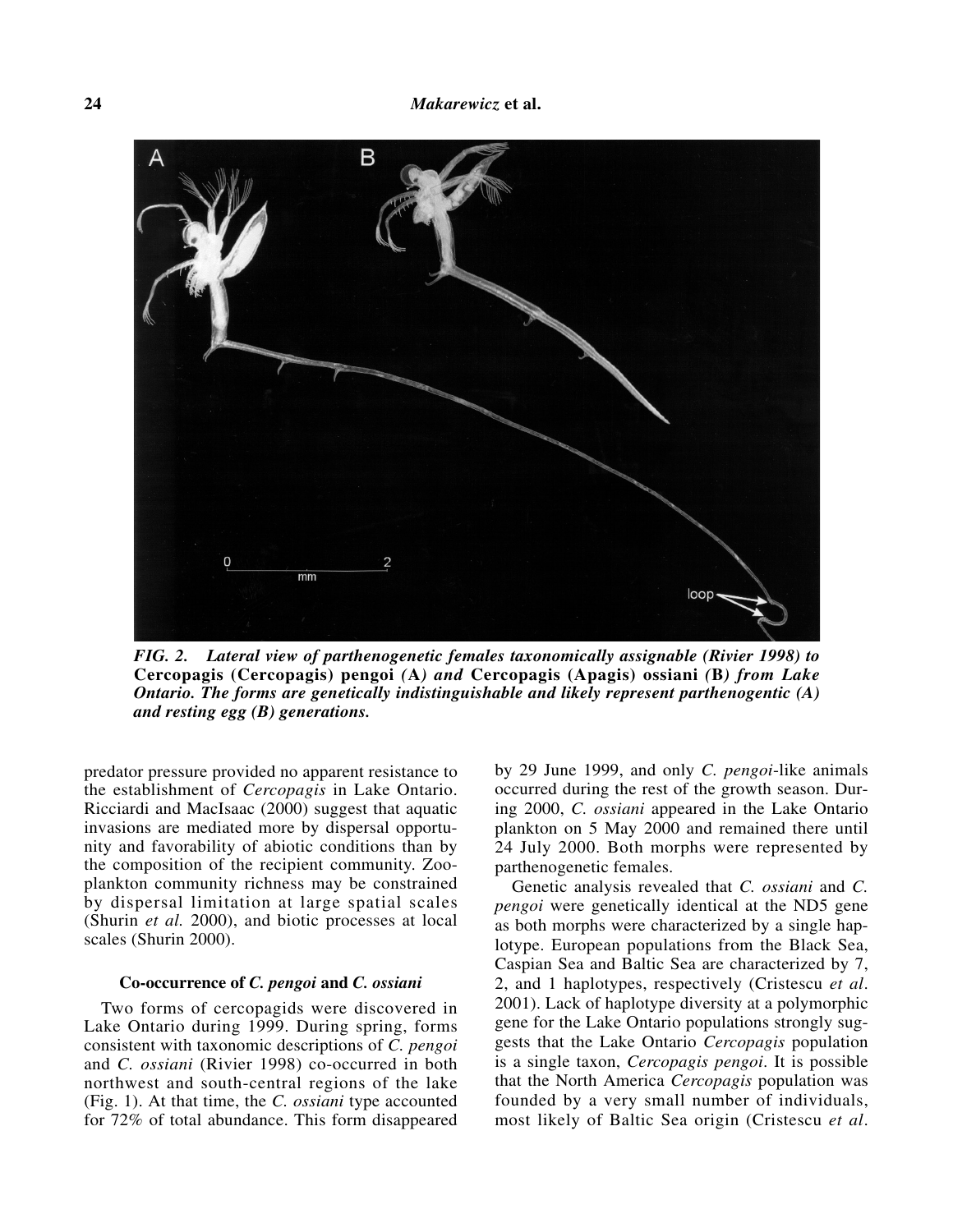*FIG. 2. Lateral view of parthenogenetic females taxonomically assignable (Rivier 1998) to* **Cercopagis (Cercopagis) pengoi** *(***A***) and* **Cercopagis (Apagis) ossiani** *(***B***) from Lake Ontario. The forms are genetically indistinguishable and likely represent parthenogentic (A) and resting egg (B) generations.*

predator pressure provided no apparent resistance to the establishment of *Cercopagis* in Lake Ontario. Ricciardi and MacIsaac (2000) suggest that aquatic invasions are mediated more by dispersal opportunity and favorability of abiotic conditions than by the composition of the recipient community. Zooplankton community richness may be constrained by dispersal limitation at large spatial scales (Shurin *et al.* 2000), and biotic processes at local scales (Shurin 2000).

### Co-occurrence of *C. pengoi* and *C. ossiani*

Two forms of cercopagids were discovered in Lake Ontario during 1999. During spring, forms consistent with taxonomic descriptions of *C. pengoi* and *C. ossiani* (Rivier 1998) co-occurred in both northwest and south-central regions of the lake (Fig. 1). At that time, the *C. ossiani* type accounted for 72% of total abundance. This form disappeared by 29 June 1999, and only *C. pengoi*-like animals occurred during the rest of the growth season. During 2000, *C. ossiani* appeared in the Lake Ontario plankton on 5 May 2000 and remained there until 24 July 2000. Both morphs were represented by parthenogenetic females.

Genetic analysis revealed that *C. ossiani* and *C. pengoi* were genetically identical at the ND5 gene as both morphs were characterized by a single haplotype. European populations from the Black Sea, Caspian Sea and Baltic Sea are characterized by 7, 2, and 1 haplotypes, respectively (Cristescu *et al*. 2001). Lack of haplotype diversity at a polymorphic gene for the Lake Ontario populations strongly suggests that the Lake Ontario *Cercopagis* population is a single taxon, *Cercopagis pengoi*. It is possible that the North America *Cercopagis* population was founded by a very small number of individuals, most likely of Baltic Sea origin (Cristescu *et al*.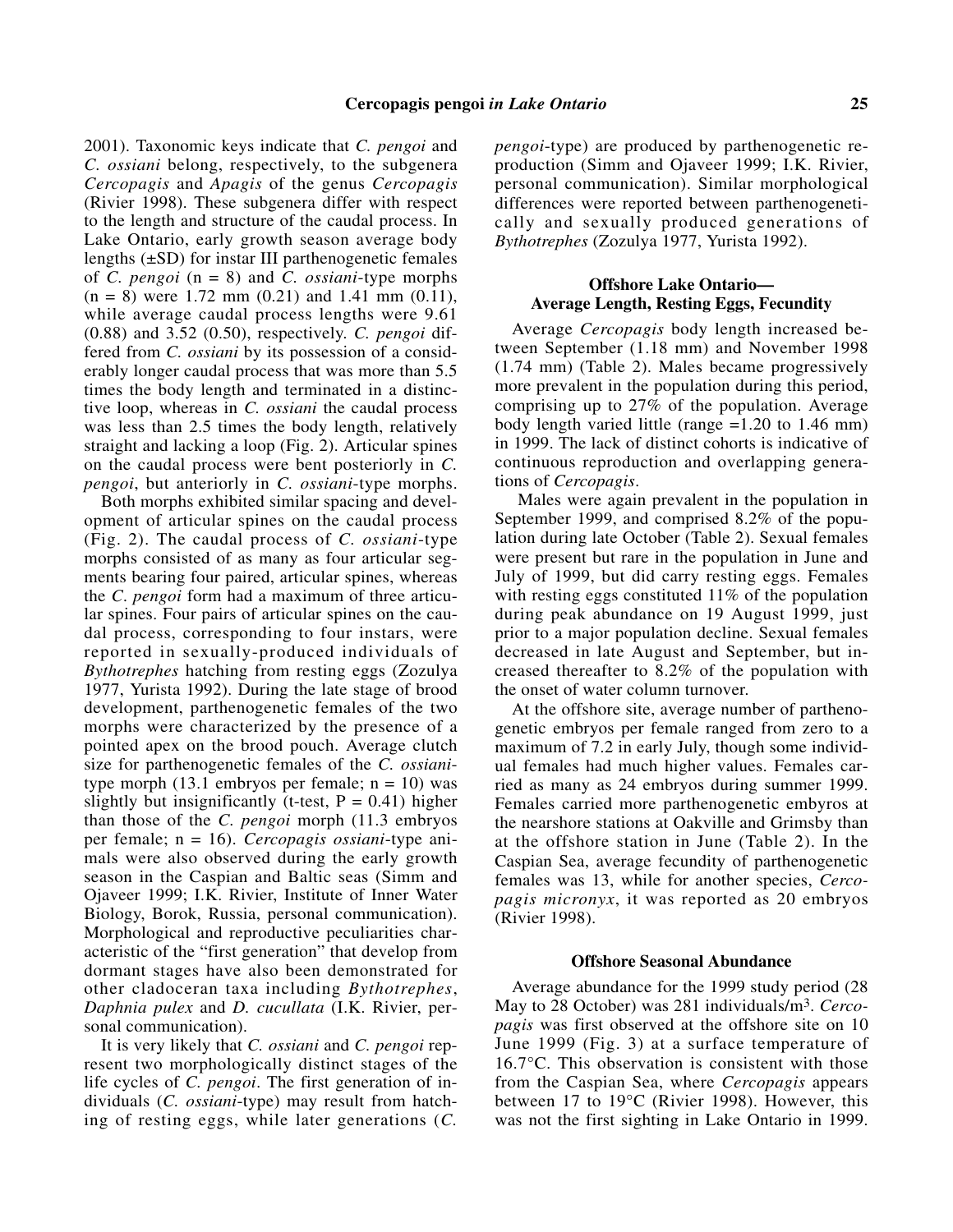2001). Taxonomic keys indicate that *C. pengoi* and *C. ossiani* belong, respectively, to the subgenera *Cercopagis* and *Apagis* of the genus *Cercopagis* (Rivier 1998). These subgenera differ with respect to the length and structure of the caudal process. In Lake Ontario, early growth season average body lengths (±SD) for instar III parthenogenetic females of *C. pengoi* (n = 8) and *C. ossiani*-type morphs (n = 8) were 1.72 mm (0.21) and 1.41 mm (0.11), while average caudal process lengths were 9.61 (0.88) and 3.52 (0.50), respectively. *C. pengoi* differed from *C. ossiani* by its possession of a considerably longer caudal process that was more than 5.5 times the body length and terminated in a distinctive loop, whereas in *C. ossiani* the caudal process was less than 2.5 times the body length, relatively straight and lacking a loop (Fig. 2). Articular spines on the caudal process were bent posteriorly in *C. pengoi*, but anteriorly in *C. ossiani*-type morphs.

Both morphs exhibited similar spacing and development of articular spines on the caudal process (Fig. 2). The caudal process of *C. ossiani*-type morphs consisted of as many as four articular segments bearing four paired, articular spines, whereas the *C. pengoi* form had a maximum of three articular spines. Four pairs of articular spines on the caudal process, corresponding to four instars, were reported in sexually-produced individuals of *Bythotrephes* hatching from resting eggs (Zozulya 1977, Yurista 1992). During the late stage of brood development, parthenogenetic females of the two morphs were characterized by the presence of a pointed apex on the brood pouch. Average clutch size for parthenogenetic females of the *C. ossiani*-type morph (13.1 embryos per female; n = 10) was slightly but insignificantly (t-test, P = 0.41) higher than those of the *C. pengoi* morph (11.3 embryos per female; n = 16). *Cercopagis ossiani*-type animals were also observed during the early growth season in the Caspian and Baltic seas (Simm and Ojaveer 1999; I.K. Rivier, Institute of Inner Water Biology, Borok, Russia, personal communication). Morphological and reproductive peculiarities characteristic of the "first generation" that develop from dormant stages have also been demonstrated for other cladoceran taxa including *Bythotrephes*, *Daphnia pulex* and *D. cucullata* (I.K. Rivier, personal communication).

It is very likely that *C. ossiani* and *C. pengoi* represent two morphologically distinct stages of the life cycles of *C. pengoi*. The first generation of individuals (*C. ossiani*-type) may result from hatching of resting eggs, while later generations (*C. pengoi*-type) are produced by parthenogenetic reproduction (Simm and Ojaveer 1999; I.K. Rivier, personal communication). Similar morphological differences were reported between parthenogenetically and sexually produced generations of *Bythotrephes* (Zozulya 1977, Yurista 1992).

### Offshore Lake Ontario— Average Length, Resting Eggs, Fecundity

Average *Cercopagis* body length increased between September (1.18 mm) and November 1998 (1.74 mm) (Table 2). Males became progressively more prevalent in the population during this period, comprising up to 27% of the population. Average body length varied little (range =1.20 to 1.46 mm) in 1999. The lack of distinct cohorts is indicative of continuous reproduction and overlapping generations of *Cercopagis*.

Males were again prevalent in the population in September 1999, and comprised 8.2% of the population during late October (Table 2). Sexual females were present but rare in the population in June and July of 1999, but did carry resting eggs. Females with resting eggs constituted 11% of the population during peak abundance on 19 August 1999, just prior to a major population decline. Sexual females decreased in late August and September, but increased thereafter to 8.2% of the population with the onset of water column turnover.

At the offshore site, average number of parthenogenetic embryos per female ranged from zero to a maximum of 7.2 in early July, though some individual females had much higher values. Females carried as many as 24 embryos during summer 1999. Females carried more parthenogenetic embyros at the nearshore stations at Oakville and Grimsby than at the offshore station in June (Table 2). In the Caspian Sea, average fecundity of parthenogenetic females was 13, while for another species, *Cercopagis micronyx*, it was reported as 20 embryos (Rivier 1998).

### Offshore Seasonal Abundance

Average abundance for the 1999 study period (28 May to 28 October) was 281 individuals/m$^3$. *Cercopagis* was first observed at the offshore site on 10 June 1999 (Fig. 3) at a surface temperature of 16.7°C. This observation is consistent with those from the Caspian Sea, where *Cercopagis* appears between 17 to 19°C (Rivier 1998). However, this was not the first sighting in Lake Ontario in 1999.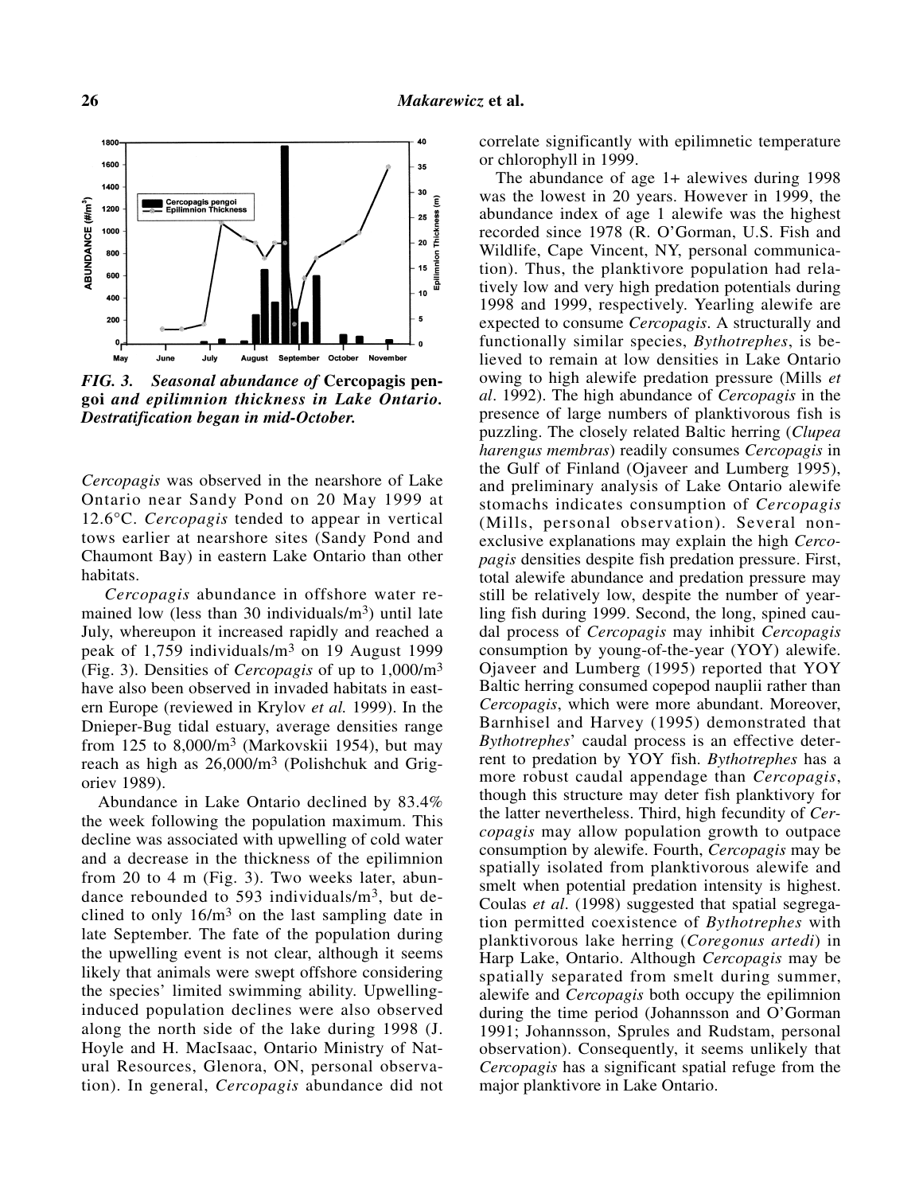*FIG. 3. Seasonal abundance of* **Cercopagis pengoi** *and epilimnion thickness in Lake Ontario. Destratification began in mid-October.*

*Cercopagis* was observed in the nearshore of Lake Ontario near Sandy Pond on 20 May 1999 at 12.6°C. *Cercopagis* tended to appear in vertical tows earlier at nearshore sites (Sandy Pond and Chaumont Bay) in eastern Lake Ontario than other habitats.

*Cercopagis* abundance in offshore water remained low (less than 30 individuals/$m^3$) until late July, whereupon it increased rapidly and reached a peak of 1,759 individuals/$m^3$ on 19 August 1999 (Fig. 3). Densities of *Cercopagis* of up to 1,000/$m^3$ have also been observed in invaded habitats in eastern Europe (reviewed in Krylov *et al.* 1999). In the Dnieper-Bug tidal estuary, average densities range from 125 to 8,000/$m^3$ (Markovskii 1954), but may reach as high as 26,000/$m^3$ (Polishchuk and Grigoriev 1989).

Abundance in Lake Ontario declined by 83.4% the week following the population maximum. This decline was associated with upwelling of cold water and a decrease in the thickness of the epilimnion from 20 to 4 m (Fig. 3). Two weeks later, abundance rebounded to 593 individuals/$m^3$, but declined to only 16/$m^3$ on the last sampling date in late September. The fate of the population during the upwelling event is not clear, although it seems likely that animals were swept offshore considering the species' limited swimming ability. Upwelling-induced population declines were also observed along the north side of the lake during 1998 (J. Hoyle and H. MacIsaac, Ontario Ministry of Natural Resources, Glenora, ON, personal observation). In general, *Cercopagis* abundance did not correlate significantly with epilimnetic temperature or chlorophyll in 1999.

The abundance of age 1+ alewives during 1998 was the lowest in 20 years. However in 1999, the abundance index of age 1 alewife was the highest recorded since 1978 (R. O'Gorman, U.S. Fish and Wildlife, Cape Vincent, NY, personal communication). Thus, the planktivore population had relatively low and very high predation potentials during 1998 and 1999, respectively. Yearling alewife are expected to consume *Cercopagis*. A structurally and functionally similar species, *Bythotrephes*, is believed to remain at low densities in Lake Ontario owing to high alewife predation pressure (Mills *et al*. 1992). The high abundance of *Cercopagis* in the presence of large numbers of planktivorous fish is puzzling. The closely related Baltic herring (*Clupea harengus membras*) readily consumes *Cercopagis* in the Gulf of Finland (Ojaveer and Lumberg 1995), and preliminary analysis of Lake Ontario alewife stomachs indicates consumption of *Cercopagis* (Mills, personal observation). Several non-exclusive explanations may explain the high *Cercopagis* densities despite fish predation pressure. First, total alewife abundance and predation pressure may still be relatively low, despite the number of yearling fish during 1999. Second, the long, spined caudal process of *Cercopagis* may inhibit *Cercopagis* consumption by young-of-the-year (YOY) alewife. Ojaveer and Lumberg (1995) reported that YOY Baltic herring consumed copepod nauplii rather than *Cercopagis*, which were more abundant. Moreover, Barnhisel and Harvey (1995) demonstrated that *Bythotrephes*' caudal process is an effective deterrent to predation by YOY fish. *Bythotrephes* has a more robust caudal appendage than *Cercopagis*, though this structure may deter fish planktivory for the latter nevertheless. Third, high fecundity of *Cercopagis* may allow population growth to outpace consumption by alewife. Fourth, *Cercopagis* may be spatially isolated from planktivorous alewife and smelt when potential predation intensity is highest. Coulas *et al*. (1998) suggested that spatial segregation permitted coexistence of *Bythotrephes* with planktivorous lake herring (*Coregonus artedi*) in Harp Lake, Ontario. Although *Cercopagis* may be spatially separated from smelt during summer, alewife and *Cercopagis* both occupy the epilimnion during the time period (Johannsson and O'Gorman 1991; Johannsson, Sprules and Rudstam, personal observation). Consequently, it seems unlikely that *Cercopagis* has a significant spatial refuge from the major planktivore in Lake Ontario.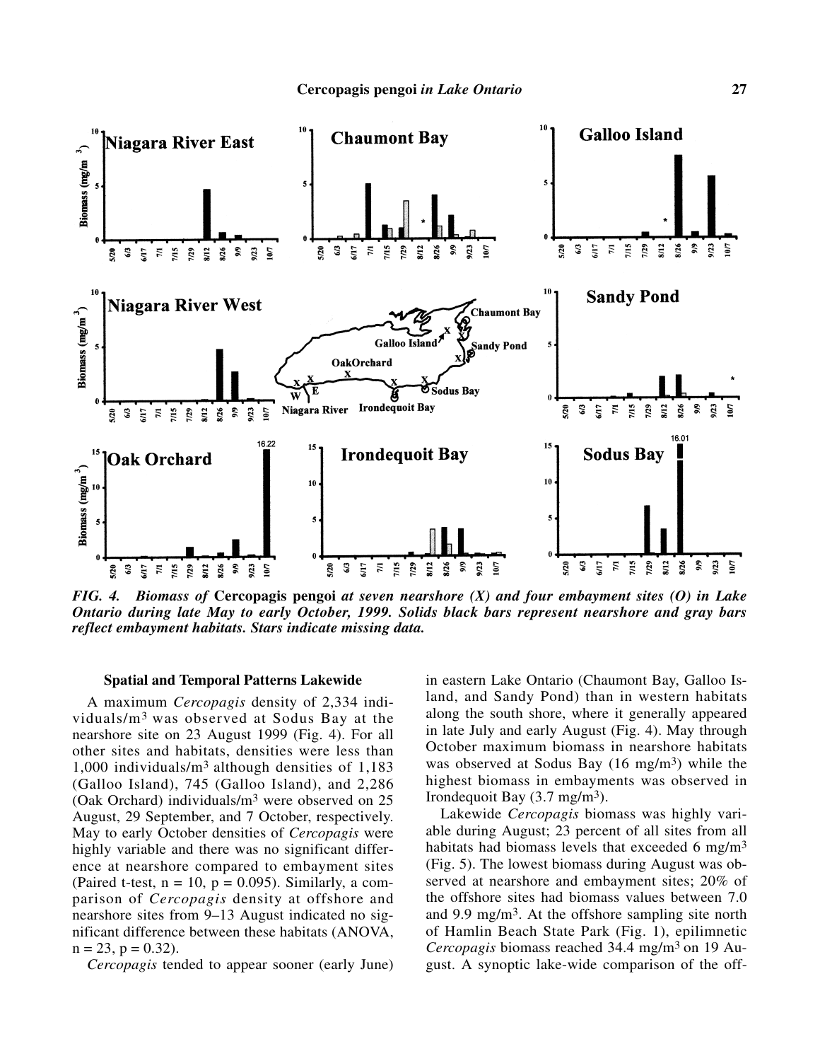FIG. 4. *Biomass of* **Cercopagis pengoi** *at seven nearshore (X) and four embayment sites (O) in Lake Ontario during late May to early October, 1999. Solids black bars represent nearshore and gray bars reflect embayment habitats. Stars indicate missing data.*

### Spatial and Temporal Patterns Lakewide

A maximum *Cercopagis* density of 2,334 individuals/m$^3$ was observed at Sodus Bay at the nearshore site on 23 August 1999 (Fig. 4). For all other sites and habitats, densities were less than 1,000 individuals/m$^3$ although densities of 1,183 (Galloo Island), 745 (Galloo Island), and 2,286 (Oak Orchard) individuals/m$^3$ were observed on 25 August, 29 September, and 7 October, respectively. May to early October densities of *Cercopagis* were highly variable and there was no significant difference at nearshore compared to embayment sites (Paired t-test, $n = 10$, $p = 0.095$). Similarly, a comparison of *Cercopagis* density at offshore and nearshore sites from 9–13 August indicated no significant difference between these habitats (ANOVA, $n = 23$, $p = 0.32$).

*Cercopagis* tended to appear sooner (early June) in eastern Lake Ontario (Chaumont Bay, Galloo Island, and Sandy Pond) than in western habitats along the south shore, where it generally appeared in late July and early August (Fig. 4). May through October maximum biomass in nearshore habitats was observed at Sodus Bay (16 mg/m$^3$) while the highest biomass in embayments was observed in Irondequoit Bay (3.7 mg/m$^3$).

Lakewide *Cercopagis* biomass was highly variable during August; 23 percent of all sites from all habitats had biomass levels that exceeded 6 mg/m$^3$ (Fig. 5). The lowest biomass during August was observed at nearshore and embayment sites; 20% of the offshore sites had biomass values between 7.0 and 9.9 mg/m$^3$. At the offshore sampling site north of Hamlin Beach State Park (Fig. 1), epilimnetic *Cercopagis* biomass reached 34.4 mg/m$^3$ on 19 August. A synoptic lake-wide comparison of the off-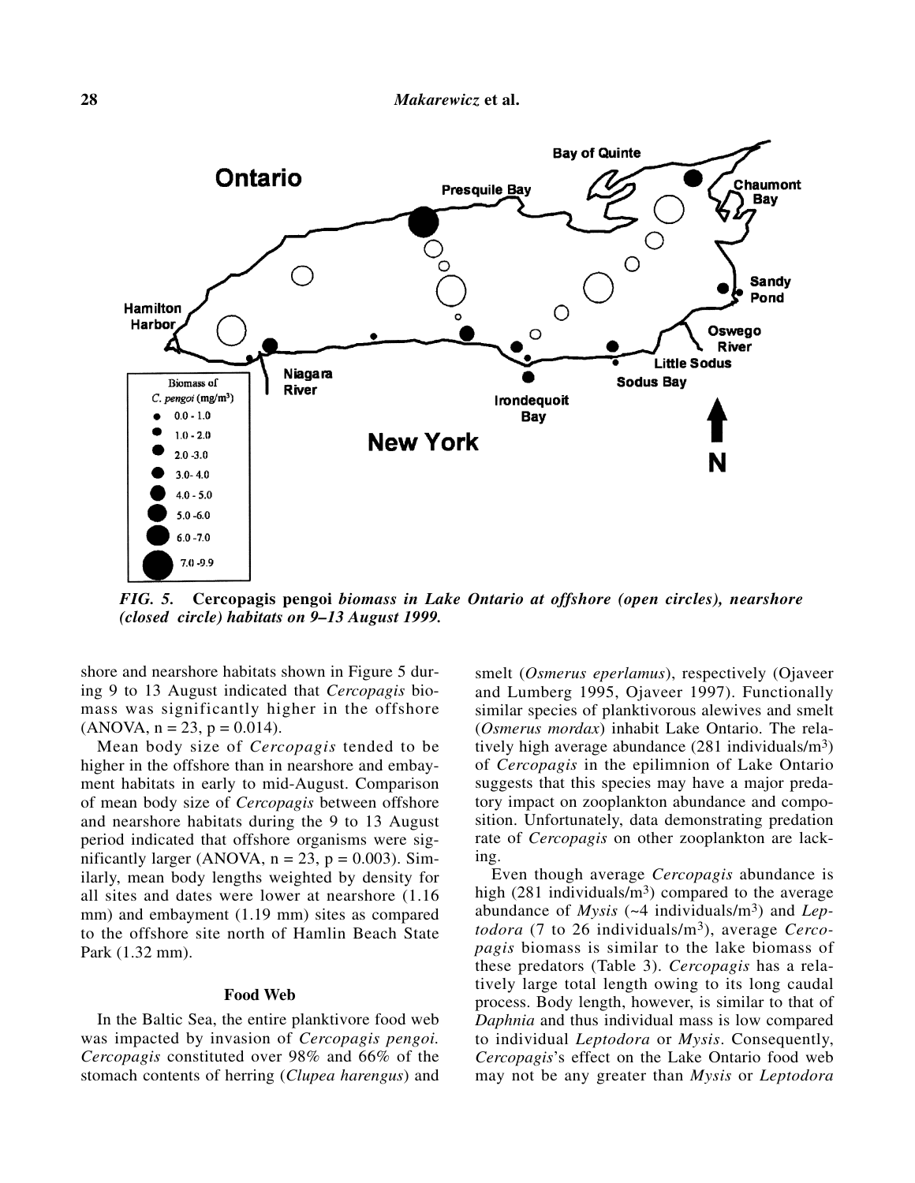*FIG. 5.* **Cercopagis pengoi** *biomass in Lake Ontario at offshore (open circles), nearshore (closed circle) habitats on 9–13 August 1999.*

shore and nearshore habitats shown in Figure 5 during 9 to 13 August indicated that *Cercopagis* biomass was significantly higher in the offshore (ANOVA, n = 23, p = 0.014).

Mean body size of *Cercopagis* tended to be higher in the offshore than in nearshore and embayment habitats in early to mid-August. Comparison of mean body size of *Cercopagis* between offshore and nearshore habitats during the 9 to 13 August period indicated that offshore organisms were significantly larger (ANOVA, n = 23, p = 0.003). Similarly, mean body lengths weighted by density for all sites and dates were lower at nearshore (1.16 mm) and embayment (1.19 mm) sites as compared to the offshore site north of Hamlin Beach State Park (1.32 mm).

### Food Web

In the Baltic Sea, the entire planktivore food web was impacted by invasion of *Cercopagis pengoi. Cercopagis* constituted over 98% and 66% of the stomach contents of herring (*Clupea harengus*) and smelt (*Osmerus eperlamus*), respectively (Ojaveer and Lumberg 1995, Ojaveer 1997). Functionally similar species of planktivorous alewives and smelt (*Osmerus mordax*) inhabit Lake Ontario. The relatively high average abundance (281 individuals/m$^3$) of *Cercopagis* in the epilimnion of Lake Ontario suggests that this species may have a major predatory impact on zooplankton abundance and composition. Unfortunately, data demonstrating predation rate of *Cercopagis* on other zooplankton are lacking.

Even though average *Cercopagis* abundance is high (281 individuals/m$^3$) compared to the average abundance of *Mysis* (~4 individuals/m$^3$) and *Leptodora* (7 to 26 individuals/m$^3$), average *Cercopagis* biomass is similar to the lake biomass of these predators (Table 3). *Cercopagis* has a relatively large total length owing to its long caudal process. Body length, however, is similar to that of *Daphnia* and thus individual mass is low compared to individual *Leptodora* or *Mysis*. Consequently, *Cercopagis*'s effect on the Lake Ontario food web may not be any greater than *Mysis* or *Leptodora*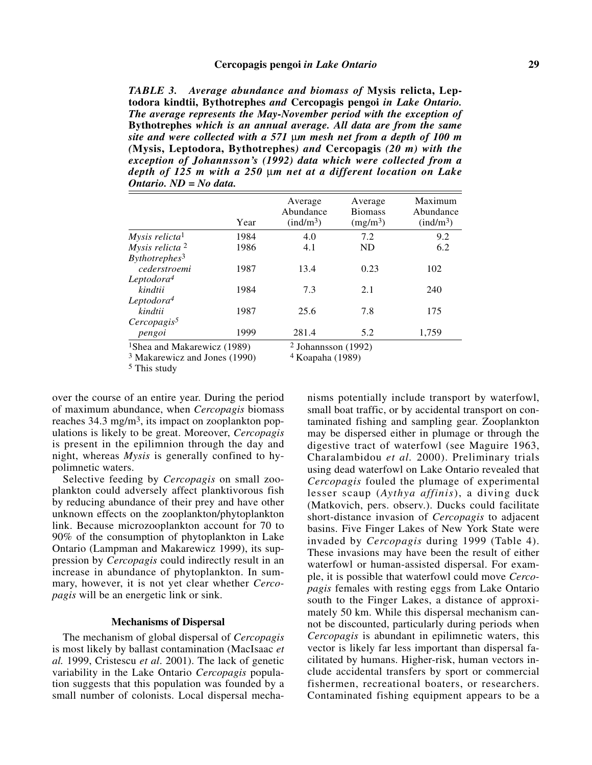***TABLE 3. Average abundance and biomass of* Mysis relicta, Leptodora kindtii, Bythotrephes *and* Cercopagis pengoi *in Lake Ontario. The average represents the May-November period with the exception of* Bythotrephes *which is an annual average. All data are from the same site and were collected with a 571 µm mesh net from a depth of 100 m (*Mysis, Leptodora, Bythotrephes*) and* Cercopagis *(20 m) with the exception of Johannsson's (1992) data which were collected from a depth of 125 m with a 250 µm net at a different location on Lake Ontario. ND = No data.***

| | Year | Average Abundance (ind/m$^3$) | Average Biomass (mg/m$^3$) | Maximum Abundance (ind/m$^3$) |
|---|---|---|---|---|
| *Mysis relicta*[1] | 1984 | 4.0 | 7.2 | 9.2 |
| *Mysis relicta*[2] | 1986 | 4.1 | ND | 6.2 |
| *Bythotrephes*[3] *cederstroemi* | 1987 | 13.4 | 0.23 | 102 |
| *Leptodora*[4] *kindtii* | 1984 | 7.3 | 2.1 | 240 |
| *Leptodora*[4] *kindtii* | 1987 | 25.6 | 7.8 | 175 |
| *Cercopagis*[5] *pengoi* | 1999 | 281.4 | 5.2 | 1,759 |

[1]Shea and Makarewicz (1989)
[2] Johannsson (1992)
[3] Makarewicz and Jones (1990)
[4] Koapaha (1989)
[5] This study

over the course of an entire year. During the period of maximum abundance, when *Cercopagis* biomass reaches 34.3 mg/m$^3$, its impact on zooplankton populations is likely to be great. Moreover, *Cercopagis* is present in the epilimnion through the day and night, whereas *Mysis* is generally confined to hypolimnetic waters.

Selective feeding by *Cercopagis* on small zooplankton could adversely affect planktivorous fish by reducing abundance of their prey and have other unknown effects on the zooplankton/phytoplankton link. Because microzooplankton account for 70 to 90% of the consumption of phytoplankton in Lake Ontario (Lampman and Makarewicz 1999), its suppression by *Cercopagis* could indirectly result in an increase in abundance of phytoplankton. In summary, however, it is not yet clear whether *Cercopagis* will be an energetic link or sink.

### Mechanisms of Dispersal

The mechanism of global dispersal of *Cercopagis* is most likely by ballast contamination (MacIsaac *et al.* 1999, Cristescu *et al*. 2001). The lack of genetic variability in the Lake Ontario *Cercopagis* population suggests that this population was founded by a small number of colonists. Local dispersal mechanisms potentially include transport by waterfowl, small boat traffic, or by accidental transport on contaminated fishing and sampling gear. Zooplankton may be dispersed either in plumage or through the digestive tract of waterfowl (see Maguire 1963, Charalambidou *et al.* 2000). Preliminary trials using dead waterfowl on Lake Ontario revealed that *Cercopagis* fouled the plumage of experimental lesser scaup (*Aythya affinis*), a diving duck (Matkovich, pers. observ.). Ducks could facilitate short-distance invasion of *Cercopagis* to adjacent basins. Five Finger Lakes of New York State were invaded by *Cercopagis* during 1999 (Table 4). These invasions may have been the result of either waterfowl or human-assisted dispersal. For example, it is possible that waterfowl could move *Cercopagis* females with resting eggs from Lake Ontario south to the Finger Lakes, a distance of approximately 50 km. While this dispersal mechanism cannot be discounted, particularly during periods when *Cercopagis* is abundant in epilimnetic waters, this vector is likely far less important than dispersal facilitated by humans. Higher-risk, human vectors include accidental transfers by sport or commercial fishermen, recreational boaters, or researchers. Contaminated fishing equipment appears to be a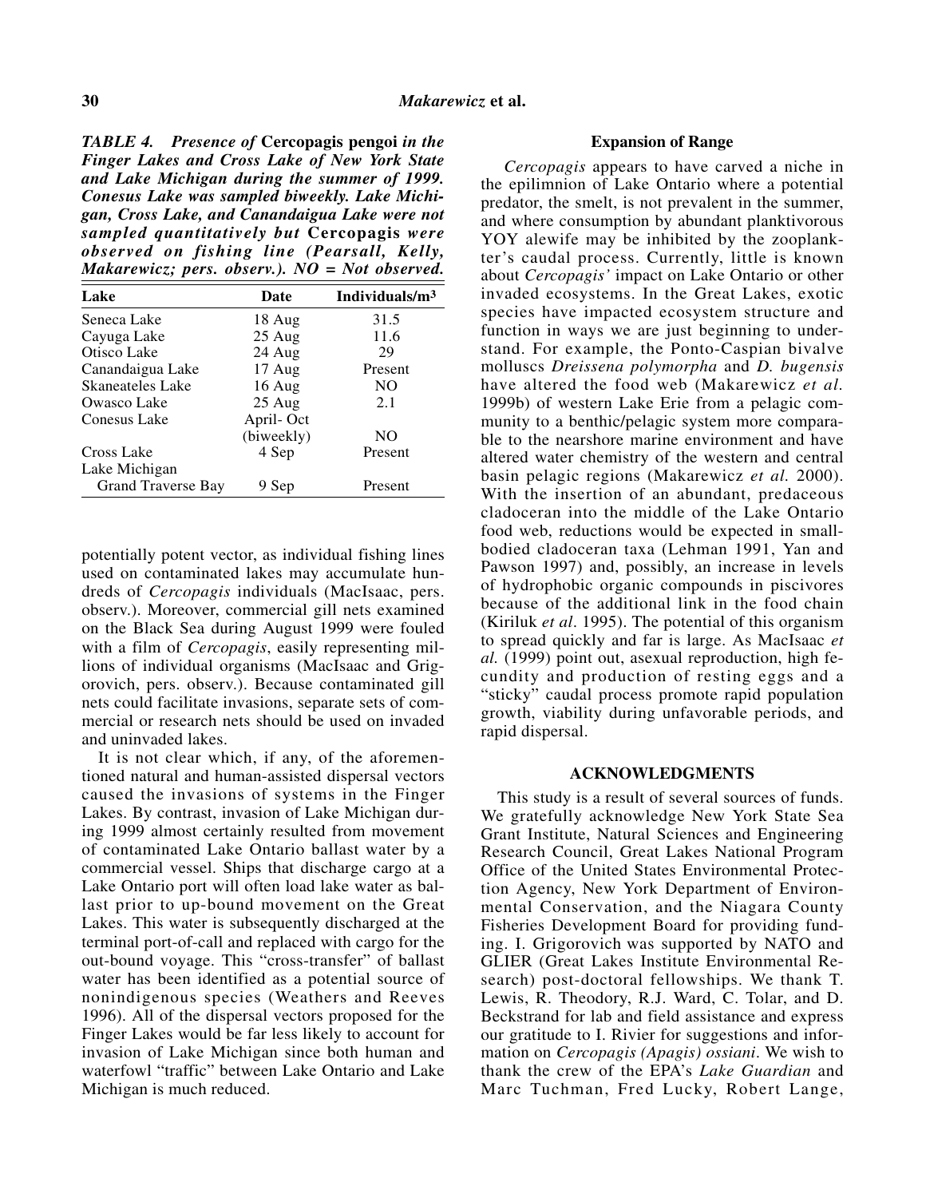***TABLE 4.** **Presence of*** **Cercopagis pengoi** ***in the Finger Lakes and Cross Lake of New York State and Lake Michigan during the summer of 1999. Conesus Lake was sampled biweekly. Lake Michigan, Cross Lake, and Canandaigua Lake were not sampled quantitatively but*** **Cercopagis** ***were observed on fishing line (Pearsall, Kelly, Makarewicz; pers. observ.). NO = Not observed.***

| Lake | Date | Individuals/m$^3$ |
|---|---|---|
| Seneca Lake | 18 Aug | 31.5 |
| Cayuga Lake | 25 Aug | 11.6 |
| Otisco Lake | 24 Aug | 29 |
| Canandaigua Lake | 17 Aug | Present |
| Skaneateles Lake | 16 Aug | NO |
| Owasco Lake | 25 Aug | 2.1 |
| Conesus Lake | April- Oct (biweekly) | NO |
| Cross Lake | 4 Sep | Present |
| Lake Michigan | | |
| Grand Traverse Bay | 9 Sep | Present |

potentially potent vector, as individual fishing lines used on contaminated lakes may accumulate hundreds of *Cercopagis* individuals (MacIsaac, pers. observ.). Moreover, commercial gill nets examined on the Black Sea during August 1999 were fouled with a film of *Cercopagis*, easily representing millions of individual organisms (MacIsaac and Grigorovich, pers. observ.). Because contaminated gill nets could facilitate invasions, separate sets of commercial or research nets should be used on invaded and uninvaded lakes.

It is not clear which, if any, of the aforementioned natural and human-assisted dispersal vectors caused the invasions of systems in the Finger Lakes. By contrast, invasion of Lake Michigan during 1999 almost certainly resulted from movement of contaminated Lake Ontario ballast water by a commercial vessel. Ships that discharge cargo at a Lake Ontario port will often load lake water as ballast prior to up-bound movement on the Great Lakes. This water is subsequently discharged at the terminal port-of-call and replaced with cargo for the out-bound voyage. This "cross-transfer" of ballast water has been identified as a potential source of nonindigenous species (Weathers and Reeves 1996). All of the dispersal vectors proposed for the Finger Lakes would be far less likely to account for invasion of Lake Michigan since both human and waterfowl "traffic" between Lake Ontario and Lake Michigan is much reduced.

## Expansion of Range

*Cercopagis* appears to have carved a niche in the epilimnion of Lake Ontario where a potential predator, the smelt, is not prevalent in the summer, and where consumption by abundant planktivorous YOY alewife may be inhibited by the zooplankter's caudal process. Currently, little is known about *Cercopagis'* impact on Lake Ontario or other invaded ecosystems. In the Great Lakes, exotic species have impacted ecosystem structure and function in ways we are just beginning to understand. For example, the Ponto-Caspian bivalve molluscs *Dreissena polymorpha* and *D. bugensis* have altered the food web (Makarewicz *et al.* 1999b) of western Lake Erie from a pelagic community to a benthic/pelagic system more comparable to the nearshore marine environment and have altered water chemistry of the western and central basin pelagic regions (Makarewicz *et al.* 2000). With the insertion of an abundant, predaceous cladoceran into the middle of the Lake Ontario food web, reductions would be expected in small-bodied cladoceran taxa (Lehman 1991, Yan and Pawson 1997) and, possibly, an increase in levels of hydrophobic organic compounds in piscivores because of the additional link in the food chain (Kiriluk *et al*. 1995). The potential of this organism to spread quickly and far is large. As MacIsaac *et al.* (1999) point out, asexual reproduction, high fecundity and production of resting eggs and a "sticky" caudal process promote rapid population growth, viability during unfavorable periods, and rapid dispersal.

## ACKNOWLEDGMENTS

This study is a result of several sources of funds. We gratefully acknowledge New York State Sea Grant Institute, Natural Sciences and Engineering Research Council, Great Lakes National Program Office of the United States Environmental Protection Agency, New York Department of Environmental Conservation, and the Niagara County Fisheries Development Board for providing funding. I. Grigorovich was supported by NATO and GLIER (Great Lakes Institute Environmental Research) post-doctoral fellowships. We thank T. Lewis, R. Theodory, R.J. Ward, C. Tolar, and D. Beckstrand for lab and field assistance and express our gratitude to I. Rivier for suggestions and information on *Cercopagis (Apagis) ossiani*. We wish to thank the crew of the EPA's *Lake Guardian* and Marc Tuchman, Fred Lucky, Robert Lange,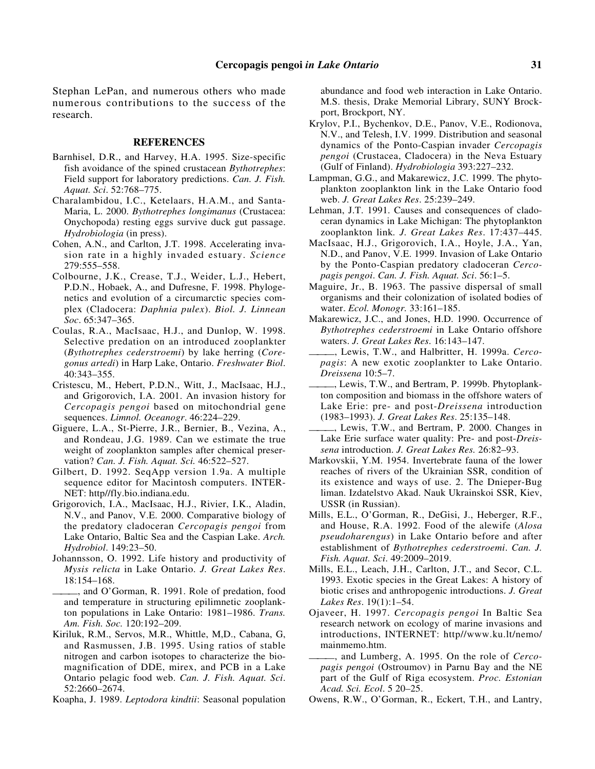Stephan LePan, and numerous others who made numerous contributions to the success of the research.

## REFERENCES

Barnhisel, D.R., and Harvey, H.A. 1995. Size-specific fish avoidance of the spined crustacean *Bythotrephes*: Field support for laboratory predictions. *Can. J. Fish. Aquat. Sci*. 52:768–775.

Charalambidou, I.C., Ketelaars, H.A.M., and Santa-Maria, L. 2000. *Bythotrephes longimanus* (Crustacea: Onychopoda) resting eggs survive duck gut passage. *Hydrobiologia* (in press).

Cohen, A.N., and Carlton, J.T. 1998. Accelerating invasion rate in a highly invaded estuary. *Science* 279:555–558.

Colbourne, J.K., Crease, T.J., Weider, L.J., Hebert, P.D.N., Hobaek, A., and Dufresne, F. 1998. Phylogenetics and evolution of a circumarctic species complex (Cladocera: *Daphnia pulex*). *Biol. J. Linnean Soc*. 65:347–365.

Coulas, R.A., MacIsaac, H.J., and Dunlop, W. 1998. Selective predation on an introduced zooplankter (*Bythotrephes cederstroemi*) by lake herring (*Coregonus artedi*) in Harp Lake, Ontario. *Freshwater Biol*. 40:343–355.

Cristescu, M., Hebert, P.D.N., Witt, J., MacIsaac, H.J., and Grigorovich, I.A. 2001. An invasion history for *Cercopagis pengoi* based on mitochondrial gene sequences. *Limnol. Oceanogr*. 46:224–229.

Giguere, L.A., St-Pierre, J.R., Bernier, B., Vezina, A., and Rondeau, J.G. 1989. Can we estimate the true weight of zooplankton samples after chemical preservation? *Can. J. Fish. Aquat. Sci.* 46:522–527.

Gilbert, D. 1992. SeqApp version 1.9a. A multiple sequence editor for Macintosh computers. INTERNET: http//fly.bio.indiana.edu.

Grigorovich, I.A., MacIsaac, H.J., Rivier, I.K., Aladin, N.V., and Panov, V.E. 2000. Comparative biology of the predatory cladoceran *Cercopagis pengoi* from Lake Ontario, Baltic Sea and the Caspian Lake. *Arch. Hydrobiol*. 149:23–50.

Johannsson, O. 1992. Life history and productivity of *Mysis relicta* in Lake Ontario. *J. Great Lakes Res*. 18:154–168.

_____, and O'Gorman, R. 1991. Role of predation, food and temperature in structuring epilimnetic zooplankton populations in Lake Ontario: 1981–1986. *Trans. Am. Fish. Soc.* 120:192–209.

Kiriluk, R.M., Servos, M.R., Whittle, M,D., Cabana, G, and Rasmussen, J.B. 1995. Using ratios of stable nitrogen and carbon isotopes to characterize the biomagnification of DDE, mirex, and PCB in a Lake Ontario pelagic food web. *Can. J. Fish. Aquat. Sci*. 52:2660–2674.

Koapha, J. 1989. *Leptodora kindtii*: Seasonal population abundance and food web interaction in Lake Ontario. M.S. thesis, Drake Memorial Library, SUNY Brockport, Brockport, NY.

Krylov, P.I., Bychenkov, D.E., Panov, V.E., Rodionova, N.V., and Telesh, I.V. 1999. Distribution and seasonal dynamics of the Ponto-Caspian invader *Cercopagis pengoi* (Crustacea, Cladocera) in the Neva Estuary (Gulf of Finland). *Hydrobiologia* 393:227–232.

Lampman, G.G., and Makarewicz, J.C. 1999. The phytoplankton zooplankton link in the Lake Ontario food web. *J. Great Lakes Res*. 25:239–249.

Lehman, J.T. 1991. Causes and consequences of cladoceran dynamics in Lake Michigan: The phytoplankton zooplankton link. *J. Great Lakes Res*. 17:437–445.

MacIsaac, H.J., Grigorovich, I.A., Hoyle, J.A., Yan, N.D., and Panov, V.E. 1999. Invasion of Lake Ontario by the Ponto-Caspian predatory cladoceran *Cercopagis pengoi*. *Can. J. Fish. Aquat. Sci*. 56:1–5.

Maguire, Jr., B. 1963. The passive dispersal of small organisms and their colonization of isolated bodies of water. *Ecol. Monogr.* 33:161–185.

Makarewicz, J.C., and Jones, H.D. 1990. Occurrence of *Bythotrephes cederstroemi* in Lake Ontario offshore waters. *J. Great Lakes Res*. 16:143–147.

_____, Lewis, T.W., and Halbritter, H. 1999a. *Cercopagis*: A new exotic zooplankter to Lake Ontario. *Dreissena* 10:5–7.

_____, Lewis, T.W., and Bertram, P. 1999b. Phytoplankton composition and biomass in the offshore waters of Lake Erie: pre- and post-*Dreissena* introduction (1983–1993). *J. Great Lakes Res*. 25:135–148.

_____, Lewis, T.W., and Bertram, P. 2000. Changes in Lake Erie surface water quality: Pre- and post-*Dreissena* introduction. *J. Great Lakes Res.* 26:82–93.

Markovskii, Y.M. 1954. Invertebrate fauna of the lower reaches of rivers of the Ukrainian SSR, condition of its existence and ways of use. 2. The Dnieper-Bug liman. Izdatelstvo Akad. Nauk Ukrainskoi SSR, Kiev, USSR (in Russian).

Mills, E.L., O'Gorman, R., DeGisi, J., Heberger, R.F., and House, R.A. 1992. Food of the alewife (*Alosa pseudoharengus*) in Lake Ontario before and after establishment of *Bythotrephes cederstroemi*. *Can. J. Fish. Aquat. Sci*. 49:2009–2019.

Mills, E.L., Leach, J.H., Carlton, J.T., and Secor, C.L. 1993. Exotic species in the Great Lakes: A history of biotic crises and anthropogenic introductions. *J. Great Lakes Res*. 19(1):1–54.

Ojaveer, H. 1997. *Cercopagis pengoi* In Baltic Sea research network on ecology of marine invasions and introductions, INTERNET: http//www.ku.lt/nemo/mainmemo.htm.

_____, and Lumberg, A. 1995. On the role of *Cercopagis pengoi* (Ostroumov) in Parnu Bay and the NE part of the Gulf of Riga ecosystem. *Proc. Estonian Acad. Sci. Ecol*. 5 20–25.

Owens, R.W., O'Gorman, R., Eckert, T.H., and Lantry,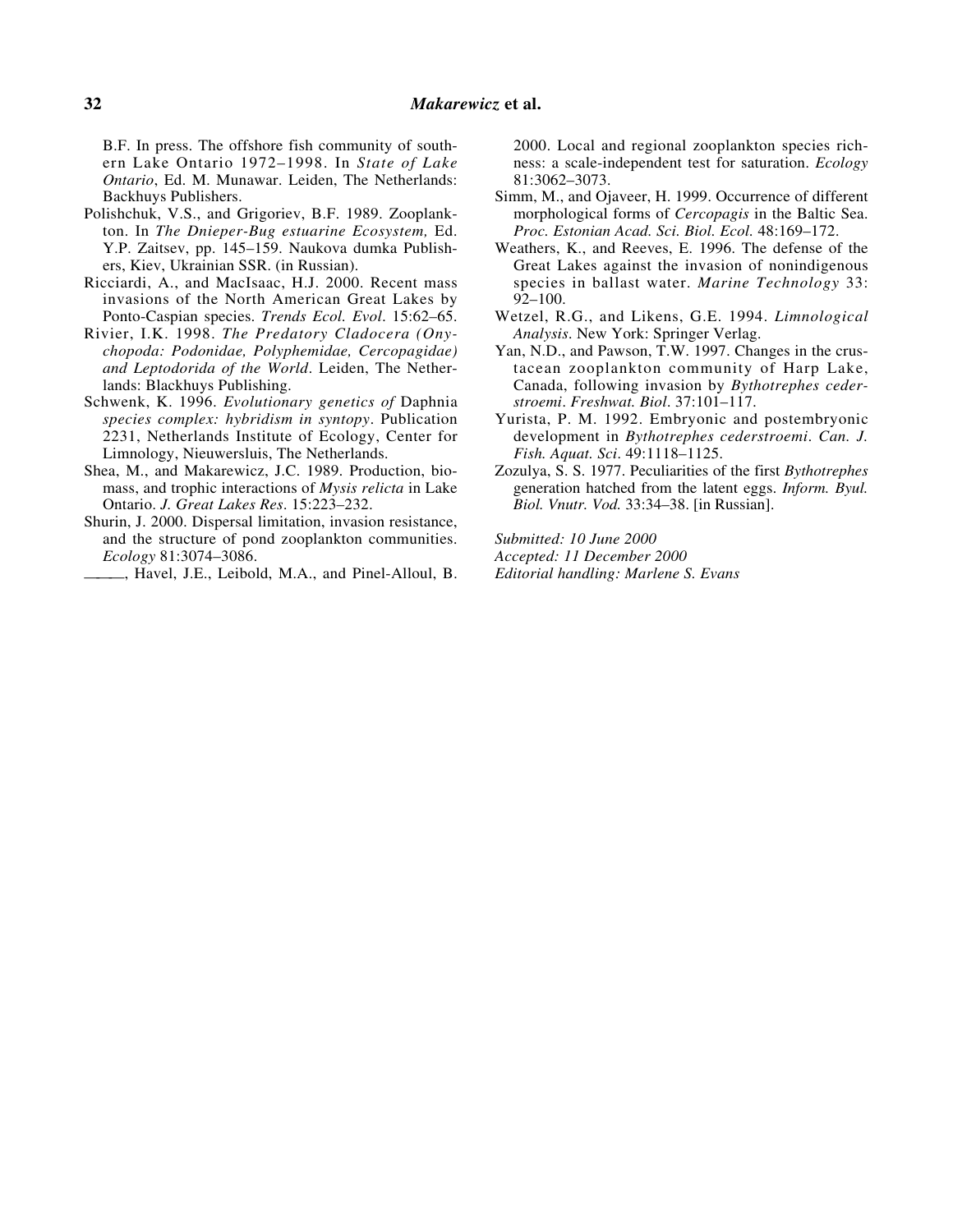B.F. In press. The offshore fish community of southern Lake Ontario 1972–1998. In *State of Lake Ontario*, Ed. M. Munawar. Leiden, The Netherlands: Backhuys Publishers.

Polishchuk, V.S., and Grigoriev, B.F. 1989. Zooplankton. In *The Dnieper-Bug estuarine Ecosystem,* Ed. Y.P. Zaitsev, pp. 145–159. Naukova dumka Publishers, Kiev, Ukrainian SSR. (in Russian).

Ricciardi, A., and MacIsaac, H.J. 2000. Recent mass invasions of the North American Great Lakes by Ponto-Caspian species. *Trends Ecol. Evol.* 15:62–65.

Rivier, I.K. 1998. *The Predatory Cladocera (Onychopoda: Podonidae, Polyphemidae, Cercopagidae) and Leptodorida of the World*. Leiden, The Netherlands: Blackhuys Publishing.

Schwenk, K. 1996. *Evolutionary genetics of* Daphnia *species complex: hybridism in syntopy*. Publication 2231, Netherlands Institute of Ecology, Center for Limnology, Nieuwersluis, The Netherlands.

Shea, M., and Makarewicz, J.C. 1989. Production, biomass, and trophic interactions of *Mysis relicta* in Lake Ontario. *J. Great Lakes Res*. 15:223–232.

Shurin, J. 2000. Dispersal limitation, invasion resistance, and the structure of pond zooplankton communities. *Ecology* 81:3074–3086.

_____, Havel, J.E., Leibold, M.A., and Pinel-Alloul, B. 2000. Local and regional zooplankton species richness: a scale-independent test for saturation. *Ecology* 81:3062–3073.

Simm, M., and Ojaveer, H. 1999. Occurrence of different morphological forms of *Cercopagis* in the Baltic Sea. *Proc. Estonian Acad. Sci. Biol. Ecol.* 48:169–172.

Weathers, K., and Reeves, E. 1996. The defense of the Great Lakes against the invasion of nonindigenous species in ballast water. *Marine Technology* 33: 92–100.

Wetzel, R.G., and Likens, G.E. 1994. *Limnological Analysis*. New York: Springer Verlag.

Yan, N.D., and Pawson, T.W. 1997. Changes in the crustacean zooplankton community of Harp Lake, Canada, following invasion by *Bythotrephes cederstroemi*. *Freshwat. Biol*. 37:101–117.

Yurista, P. M. 1992. Embryonic and postembryonic development in *Bythotrephes cederstroemi*. *Can. J. Fish. Aquat. Sci*. 49:1118–1125.

Zozulya, S. S. 1977. Peculiarities of the first *Bythotrephes* generation hatched from the latent eggs. *Inform. Byul. Biol. Vnutr. Vod.* 33:34–38. [in Russian].

*Submitted: 10 June 2000*
*Accepted: 11 December 2000*
*Editorial handling: Marlene S. Evans*